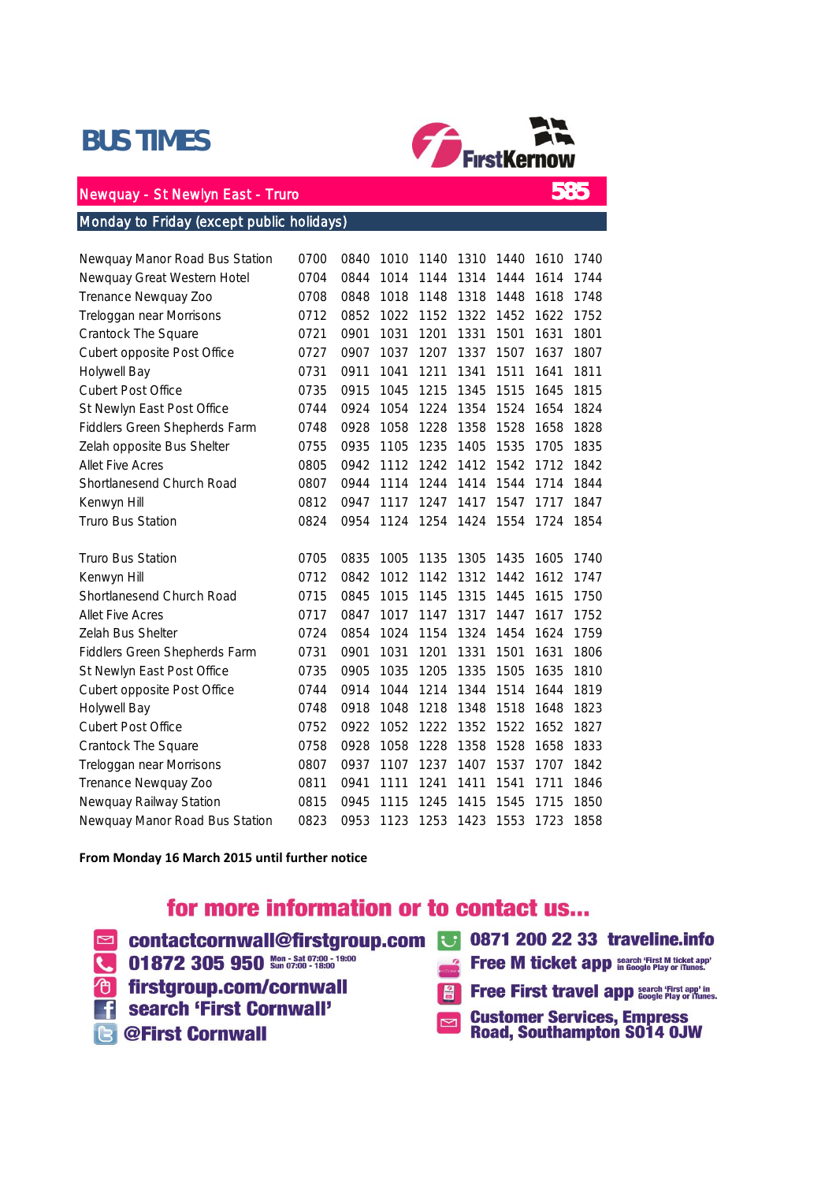# BUS TIMES

FirstKernow

## Newquay - St Newlyn East - Truro 585

### Monday to Friday (except public holidays)

| | | | | | | | | |
|---|---|---|---|---|---|---|---|---|
| Newquay Manor Road Bus Station | 0700 | 0840 | 1010 | 1140 | 1310 | 1440 | 1610 | 1740 |
| Newquay Great Western Hotel | 0704 | 0844 | 1014 | 1144 | 1314 | 1444 | 1614 | 1744 |
| Trenance Newquay Zoo | 0708 | 0848 | 1018 | 1148 | 1318 | 1448 | 1618 | 1748 |
| Treloggan near Morrisons | 0712 | 0852 | 1022 | 1152 | 1322 | 1452 | 1622 | 1752 |
| Crantock The Square | 0721 | 0901 | 1031 | 1201 | 1331 | 1501 | 1631 | 1801 |
| Cubert opposite Post Office | 0727 | 0907 | 1037 | 1207 | 1337 | 1507 | 1637 | 1807 |
| Holywell Bay | 0731 | 0911 | 1041 | 1211 | 1341 | 1511 | 1641 | 1811 |
| Cubert Post Office | 0735 | 0915 | 1045 | 1215 | 1345 | 1515 | 1645 | 1815 |
| St Newlyn East Post Office | 0744 | 0924 | 1054 | 1224 | 1354 | 1524 | 1654 | 1824 |
| Fiddlers Green Shepherds Farm | 0748 | 0928 | 1058 | 1228 | 1358 | 1528 | 1658 | 1828 |
| Zelah opposite Bus Shelter | 0755 | 0935 | 1105 | 1235 | 1405 | 1535 | 1705 | 1835 |
| Allet Five Acres | 0805 | 0942 | 1112 | 1242 | 1412 | 1542 | 1712 | 1842 |
| Shortlanesend Church Road | 0807 | 0944 | 1114 | 1244 | 1414 | 1544 | 1714 | 1844 |
| Kenwyn Hill | 0812 | 0947 | 1117 | 1247 | 1417 | 1547 | 1717 | 1847 |
| Truro Bus Station | 0824 | 0954 | 1124 | 1254 | 1424 | 1554 | 1724 | 1854 |

| | | | | | | | | |
|---|---|---|---|---|---|---|---|---|
| Truro Bus Station | 0705 | 0835 | 1005 | 1135 | 1305 | 1435 | 1605 | 1740 |
| Kenwyn Hill | 0712 | 0842 | 1012 | 1142 | 1312 | 1442 | 1612 | 1747 |
| Shortlanesend Church Road | 0715 | 0845 | 1015 | 1145 | 1315 | 1445 | 1615 | 1750 |
| Allet Five Acres | 0717 | 0847 | 1017 | 1147 | 1317 | 1447 | 1617 | 1752 |
| Zelah Bus Shelter | 0724 | 0854 | 1024 | 1154 | 1324 | 1454 | 1624 | 1759 |
| Fiddlers Green Shepherds Farm | 0731 | 0901 | 1031 | 1201 | 1331 | 1501 | 1631 | 1806 |
| St Newlyn East Post Office | 0735 | 0905 | 1035 | 1205 | 1335 | 1505 | 1635 | 1810 |
| Cubert opposite Post Office | 0744 | 0914 | 1044 | 1214 | 1344 | 1514 | 1644 | 1819 |
| Holywell Bay | 0748 | 0918 | 1048 | 1218 | 1348 | 1518 | 1648 | 1823 |
| Cubert Post Office | 0752 | 0922 | 1052 | 1222 | 1352 | 1522 | 1652 | 1827 |
| Crantock The Square | 0758 | 0928 | 1058 | 1228 | 1358 | 1528 | 1658 | 1833 |
| Treloggan near Morrisons | 0807 | 0937 | 1107 | 1237 | 1407 | 1537 | 1707 | 1842 |
| Trenance Newquay Zoo | 0811 | 0941 | 1111 | 1241 | 1411 | 1541 | 1711 | 1846 |
| Newquay Railway Station | 0815 | 0945 | 1115 | 1245 | 1415 | 1545 | 1715 | 1850 |
| Newquay Manor Road Bus Station | 0823 | 0953 | 1123 | 1253 | 1423 | 1553 | 1723 | 1858 |

**From Monday 16 March 2015 until further notice**

## for more information or to contact us...

- contactcornwall@firstgroup.com
- 01872 305 950 Mon - Sat 07:00 - 19:00 Sun 07:00 - 18:00
- firstgroup.com/cornwall
- search 'First Cornwall'
- @First Cornwall
- 0871 200 22 33 traveline.info
- Free M ticket app search 'First M ticket app' in Google Play or iTunes.
- Free First travel app search 'First app' in Google Play or iTunes.
- Customer Services, Empress Road, Southampton SO14 0JW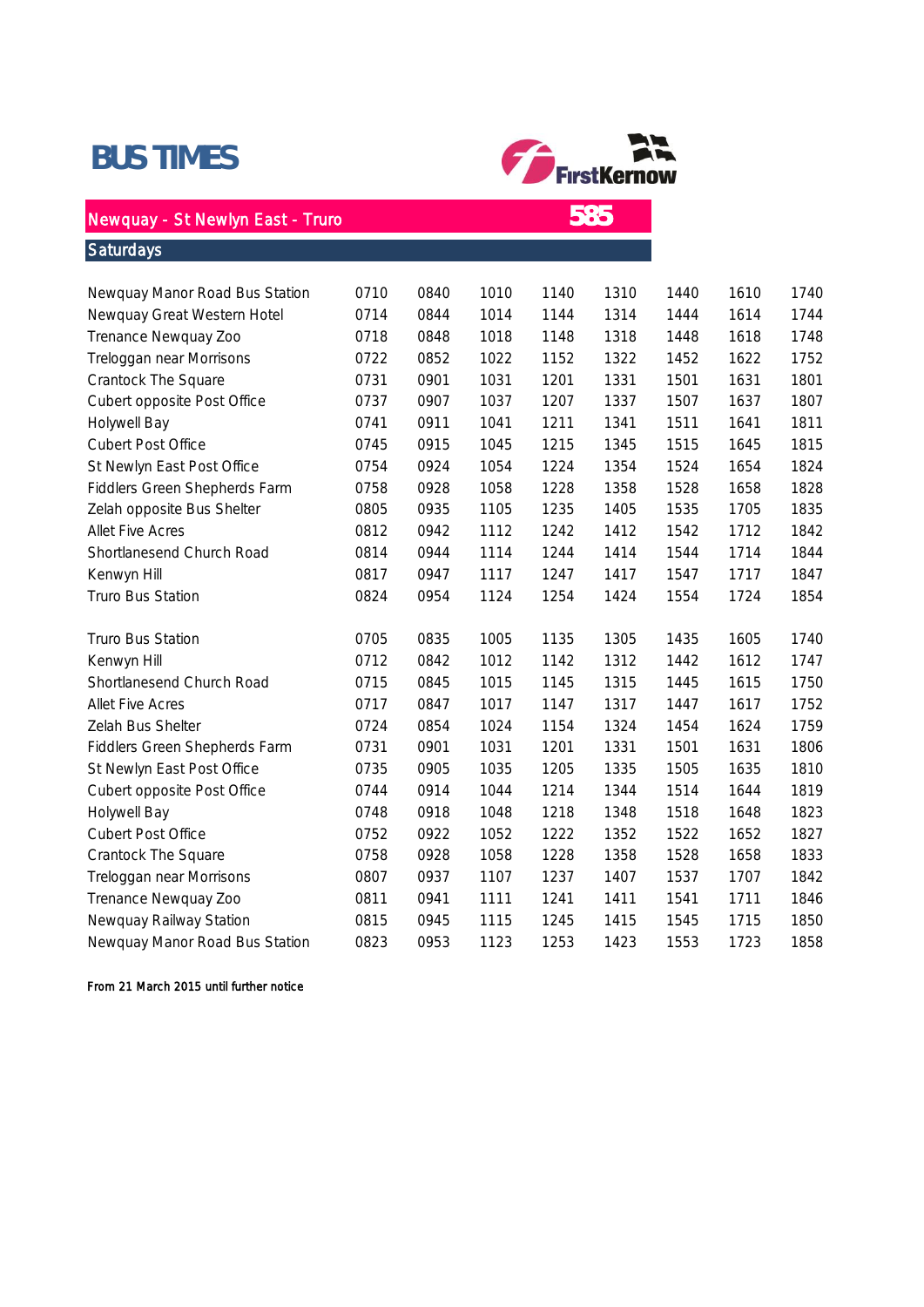# BUS TIMES

FirstKernow

## Newquay - St Newlyn East - Truro 585

### Saturdays

| | | | | | | | | |
|---|---|---|---|---|---|---|---|---|
| Newquay Manor Road Bus Station | 0710 | 0840 | 1010 | 1140 | 1310 | 1440 | 1610 | 1740 |
| Newquay Great Western Hotel | 0714 | 0844 | 1014 | 1144 | 1314 | 1444 | 1614 | 1744 |
| Trenance Newquay Zoo | 0718 | 0848 | 1018 | 1148 | 1318 | 1448 | 1618 | 1748 |
| Treloggan near Morrisons | 0722 | 0852 | 1022 | 1152 | 1322 | 1452 | 1622 | 1752 |
| Crantock The Square | 0731 | 0901 | 1031 | 1201 | 1331 | 1501 | 1631 | 1801 |
| Cubert opposite Post Office | 0737 | 0907 | 1037 | 1207 | 1337 | 1507 | 1637 | 1807 |
| Holywell Bay | 0741 | 0911 | 1041 | 1211 | 1341 | 1511 | 1641 | 1811 |
| Cubert Post Office | 0745 | 0915 | 1045 | 1215 | 1345 | 1515 | 1645 | 1815 |
| St Newlyn East Post Office | 0754 | 0924 | 1054 | 1224 | 1354 | 1524 | 1654 | 1824 |
| Fiddlers Green Shepherds Farm | 0758 | 0928 | 1058 | 1228 | 1358 | 1528 | 1658 | 1828 |
| Zelah opposite Bus Shelter | 0805 | 0935 | 1105 | 1235 | 1405 | 1535 | 1705 | 1835 |
| Allet Five Acres | 0812 | 0942 | 1112 | 1242 | 1412 | 1542 | 1712 | 1842 |
| Shortlanesend Church Road | 0814 | 0944 | 1114 | 1244 | 1414 | 1544 | 1714 | 1844 |
| Kenwyn Hill | 0817 | 0947 | 1117 | 1247 | 1417 | 1547 | 1717 | 1847 |
| Truro Bus Station | 0824 | 0954 | 1124 | 1254 | 1424 | 1554 | 1724 | 1854 |

| | | | | | | | | |
|---|---|---|---|---|---|---|---|---|
| Truro Bus Station | 0705 | 0835 | 1005 | 1135 | 1305 | 1435 | 1605 | 1740 |
| Kenwyn Hill | 0712 | 0842 | 1012 | 1142 | 1312 | 1442 | 1612 | 1747 |
| Shortlanesend Church Road | 0715 | 0845 | 1015 | 1145 | 1315 | 1445 | 1615 | 1750 |
| Allet Five Acres | 0717 | 0847 | 1017 | 1147 | 1317 | 1447 | 1617 | 1752 |
| Zelah Bus Shelter | 0724 | 0854 | 1024 | 1154 | 1324 | 1454 | 1624 | 1759 |
| Fiddlers Green Shepherds Farm | 0731 | 0901 | 1031 | 1201 | 1331 | 1501 | 1631 | 1806 |
| St Newlyn East Post Office | 0735 | 0905 | 1035 | 1205 | 1335 | 1505 | 1635 | 1810 |
| Cubert opposite Post Office | 0744 | 0914 | 1044 | 1214 | 1344 | 1514 | 1644 | 1819 |
| Holywell Bay | 0748 | 0918 | 1048 | 1218 | 1348 | 1518 | 1648 | 1823 |
| Cubert Post Office | 0752 | 0922 | 1052 | 1222 | 1352 | 1522 | 1652 | 1827 |
| Crantock The Square | 0758 | 0928 | 1058 | 1228 | 1358 | 1528 | 1658 | 1833 |
| Treloggan near Morrisons | 0807 | 0937 | 1107 | 1237 | 1407 | 1537 | 1707 | 1842 |
| Trenance Newquay Zoo | 0811 | 0941 | 1111 | 1241 | 1411 | 1541 | 1711 | 1846 |
| Newquay Railway Station | 0815 | 0945 | 1115 | 1245 | 1415 | 1545 | 1715 | 1850 |
| Newquay Manor Road Bus Station | 0823 | 0953 | 1123 | 1253 | 1423 | 1553 | 1723 | 1858 |

**From 21 March 2015 until further notice**